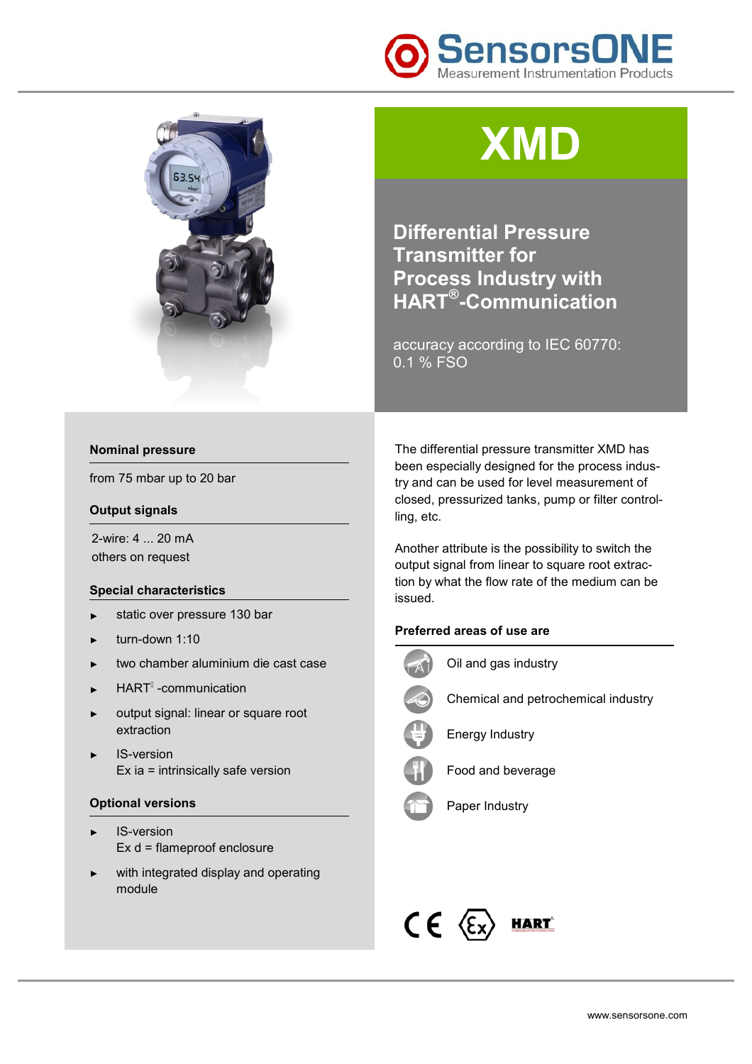# XMD

## Differential Pressure Transmitter for Process Industry with HART®-Communication

accuracy according to IEC 60770: 0.1 % FSO

### Nominal pressure

from 75 mbar up to 20 bar

### Output signals

2-wire: 4 ... 20 mA
others on request

### Special characteristics

- static over pressure 130 bar
- turn-down 1:10
- two chamber aluminium die cast case
- HART® -communication
- output signal: linear or square root extraction
- IS-version
  Ex ia = intrinsically safe version

### Optional versions

- IS-version
  Ex d = flameproof enclosure
- with integrated display and operating module

The differential pressure transmitter XMD has been especially designed for the process industry and can be used for level measurement of closed, pressurized tanks, pump or filter controlling, etc.

Another attribute is the possibility to switch the output signal from linear to square root extraction by what the flow rate of the medium can be issued.

### Preferred areas of use are

- Oil and gas industry
- Chemical and petrochemical industry
- Energy Industry
- Food and beverage
- Paper Industry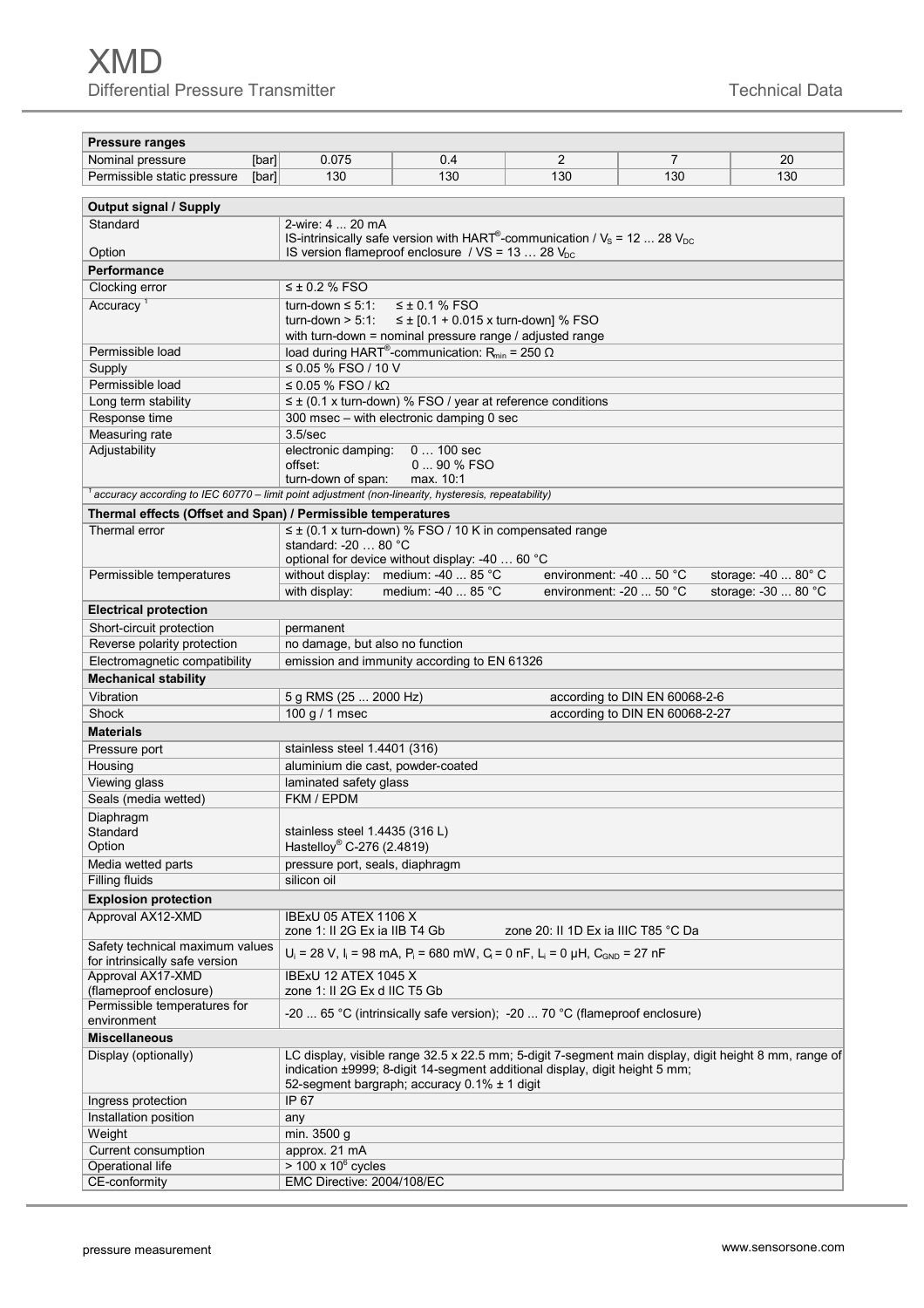# XMD

Differential Pressure Transmitter

| Pressure ranges | | | | | |
|---|---|---|---|---|---|
| Nominal pressure [bar] | 0.075 | 0.4 | 2 | 7 | 20 |
| Permissible static pressure [bar] | 130 | 130 | 130 | 130 | 130 |

| Output signal / Supply | |
|---|---|
| Standard | 2-wire: 4 ... 20 mA<br>IS-intrinsically safe version with HART®-communication / $V_S$ = 12 ... 28 $V_{DC}$ |
| Option | IS version flameproof enclosure / VS = 13 … 28 $V_{DC}$ |
| **Performance** | |
| Clocking error | ≤ ± 0.2 % FSO |
| Accuracy [1] | turn-down ≤ 5:1: ≤ ± 0.1 % FSO<br>turn-down > 5:1: ≤ ± [0.1 + 0.015 x turn-down] % FSO<br>with turn-down = nominal pressure range / adjusted range |
| Permissible load | load during HART®-communication: $R_{min}$ = 250 Ω |
| Supply | ≤ 0.05 % FSO / 10 V |
| Permissible load | ≤ 0.05 % FSO / kΩ |
| Long term stability | ≤ ± (0.1 x turn-down) % FSO / year at reference conditions |
| Response time | 300 msec – with electronic damping 0 sec |
| Measuring rate | 3.5/sec |
| Adjustability | electronic damping: 0 … 100 sec<br>offset: 0 ... 90 % FSO<br>turn-down of span: max. 10:1 |

[1] accuracy according to IEC 60770 – limit point adjustment (non-linearity, hysteresis, repeatability)

| Thermal effects (Offset and Span) / Permissible temperatures | | | |
|---|---|---|---|
| Thermal error | ≤ ± (0.1 x turn-down) % FSO / 10 K in compensated range<br>standard: -20 … 80 °C<br>optional for device without display: -40 … 60 °C | | |
| Permissible temperatures | without display: medium: -40 ... 85 °C | environment: -40 ... 50 °C | storage: -40 ... 80° C |
| | with display: medium: -40 ... 85 °C | environment: -20 ... 50 °C | storage: -30 ... 80 °C |

| Electrical protection | |
|---|---|
| Short-circuit protection | permanent |
| Reverse polarity protection | no damage, but also no function |
| Electromagnetic compatibility | emission and immunity according to EN 61326 |
| **Mechanical stability** | |
| Vibration | 5 g RMS (25 ... 2000 Hz) according to DIN EN 60068-2-6 |
| Shock | 100 g / 1 msec according to DIN EN 60068-2-27 |
| **Materials** | |
| Pressure port | stainless steel 1.4401 (316) |
| Housing | aluminium die cast, powder-coated |
| Viewing glass | laminated safety glass |
| Seals (media wetted) | FKM / EPDM |
| Diaphragm<br>Standard<br>Option | <br>stainless steel 1.4435 (316 L)<br>Hastelloy® C-276 (2.4819) |
| Media wetted parts | pressure port, seals, diaphragm |
| Filling fluids | silicon oil |
| **Explosion protection** | |
| Approval AX12-XMD | IBExU 05 ATEX 1106 X<br>zone 1: II 2G Ex ia IIB T4 Gb zone 20: II 1D Ex ia IIIC T85 °C Da |
| Safety technical maximum values for intrinsically safe version | $U_i$ = 28 V, $I_i$ = 98 mA, $P_i$ = 680 mW, $C_i$ = 0 nF, $L_i$ = 0 µH, $C_{GND}$ = 27 nF |
| Approval AX17-XMD (flameproof enclosure) | IBExU 12 ATEX 1045 X<br>zone 1: II 2G Ex d IIC T5 Gb |
| Permissible temperatures for environment | -20 ... 65 °C (intrinsically safe version); -20 ... 70 °C (flameproof enclosure) |
| **Miscellaneous** | |
| Display (optionally) | LC display, visible range 32.5 x 22.5 mm; 5-digit 7-segment main display, digit height 8 mm, range of indication ±9999; 8-digit 14-segment additional display, digit height 5 mm;<br>52-segment bargraph; accuracy 0.1% ± 1 digit |
| Ingress protection | IP 67 |
| Installation position | any |
| Weight | min. 3500 g |
| Current consumption | approx. 21 mA |
| Operational life | > 100 x $10^6$ cycles |
| CE-conformity | EMC Directive: 2004/108/EC |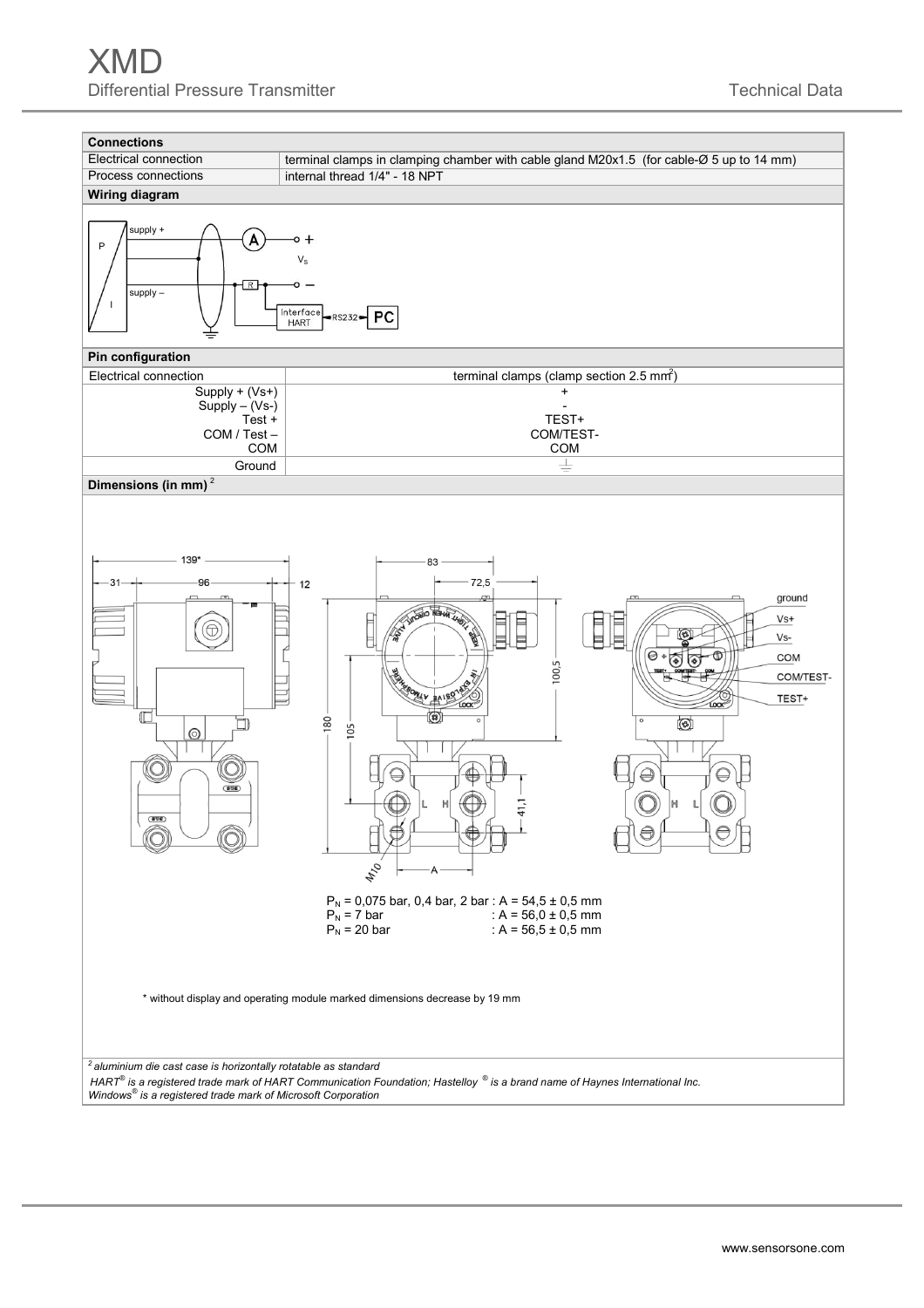| Connections | |
|---|---|
| Electrical connection | terminal clamps in clamping chamber with cable gland M20x1.5 (for cable-Ø 5 up to 14 mm) |
| Process connections | internal thread 1/4" - 18 NPT |

**Wiring diagram**

supply +

supply –

P

I

A

R

+

$V_S$

–

Interface HART

RS232

PC

| Pin configuration | |
|---|---|
| Electrical connection | terminal clamps (clamp section 2.5 mm²) |
| Supply + (Vs+) | + |
| Supply – (Vs-) | - |
| Test + | TEST+ |
| COM / Test – | COM/TEST- |
| COM | COM |
| Ground | ⏚ |

**Dimensions (in mm)** [2]

139*

31

96

12

83

72,5

180

105

100,5

41,1

M10

A

ground

Vs+

Vs-

COM

COM/TEST-

TEST+

L H

H L

$P_N$ = 0,075 bar, 0,4 bar, 2 bar : A = 54,5 ± 0,5 mm
$P_N$ = 7 bar : A = 56,0 ± 0,5 mm
$P_N$ = 20 bar : A = 56,5 ± 0,5 mm

\* without display and operating module marked dimensions decrease by 19 mm

*[2] aluminium die cast case is horizontally rotatable as standard*

*HART® is a registered trade mark of HART Communication Foundation; Hastelloy ® is a brand name of Haynes International Inc.*
*Windows® is a registered trade mark of Microsoft Corporation*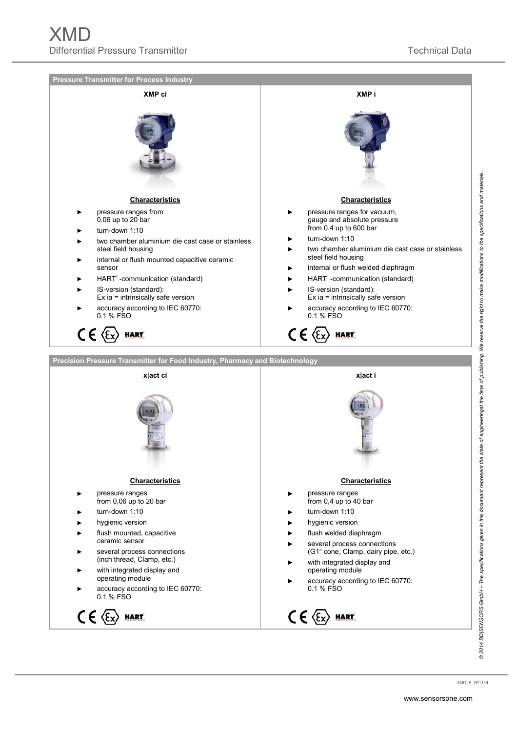## Pressure Transmitter for Process Industry

### XMP ci

**Characteristics**

- pressure ranges from 0.06 up to 20 bar
- turn-down 1:10
- two chamber aluminium die cast case or stainless steel field housing
- internal or flush mounted capacitive ceramic sensor
- HART® -communication (standard)
- IS-version (standard): Ex ia = intrinsically safe version
- accuracy according to IEC 60770: 0.1 % FSO

### XMP i

**Characteristics**

- pressure ranges for vacuum, gauge and absolute pressure from 0.4 up to 600 bar
- turn-down 1:10
- two chamber aluminium die cast case or stainless steel field housing
- internal or flush welded diaphragm
- HART® -communication (standard)
- IS-version (standard): Ex ia = intrinsically safe version
- accuracy according to IEC 60770: 0.1 % FSO

## Precision Pressure Transmitter for Food Industry, Pharmacy and Biotechnology

### x|act ci

**Characteristics**

- pressure ranges from 0,06 up to 20 bar
- turn-down 1:10
- hygienic version
- flush mounted, capacitive ceramic sensor
- several process connections (inch thread, Clamp, etc.)
- with integrated display and operating module
- accuracy according to IEC 60770: 0.1 % FSO

### x|act i

**Characteristics**

- pressure ranges from 0,4 up to 40 bar
- turn-down 1:10
- hygienic version
- flush welded diaphragm
- several process connections (G1" cone, Clamp, dairy pipe, etc.)
- with integrated display and operating module
- accuracy according to IEC 60770: 0.1 % FSO

© 2014 BD|SENSORS GmbH – The specifications given in this document represent the state of engineering at the time of publishing. We reserve the right to make modifications to the specifications and materials.

XMD_E_061114

www.sensorsone.com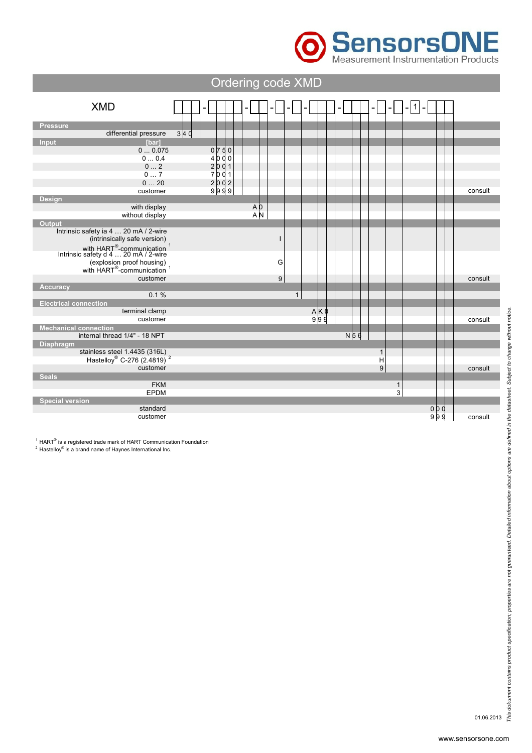# Ordering code XMD

XMD [ ][ ][ ] - [ ][ ][ ][ ] - [ ][ ] - [ ] - [ ] - [ ][ ][ ] - [ ][ ][ ] - [ ] - [ ] - [1] - [ ][ ][ ]

| | | |
|---|---|---|
| **Pressure** | | |
| differential pressure | 3 4 0 | |
| **Input** [bar] | | |
| 0 ... 0.075 | 0 7 5 0 | |
| 0 ... 0.4 | 4 0 0 0 | |
| 0 ... 2 | 2 0 0 1 | |
| 0 ... 7 | 7 0 0 1 | |
| 0 ... 20 | 2 0 0 2 | |
| customer | 9 9 9 9 | consult |
| **Design** | | |
| with display | A 0 | |
| without display | A N | |
| **Output** | | |
| Intrinsic safety ia 4 … 20 mA / 2-wire (intrinsically safe version) with HART®-communication [1] | I | |
| Intrinsic safety d 4 … 20 mA / 2-wire (explosion proof housing) with HART®-communication [1] | G | |
| customer | 9 | consult |
| **Accuracy** | | |
| 0.1 % | 1 | |
| **Electrical connection** | | |
| terminal clamp | A K 0 | |
| customer | 9 9 9 | consult |
| **Mechanical connection** | | |
| internal thread 1/4" - 18 NPT | N 5 6 | |
| **Diaphragm** | | |
| stainless steel 1.4435 (316L) | 1 | |
| Hastelloy® C-276 (2.4819) [2] | H | |
| customer | 9 | consult |
| **Seals** | | |
| FKM | 1 | |
| EPDM | 3 | |
| **Special version** | | |
| standard | 0 0 0 | |
| customer | 9 9 9 | consult |

[1] HART® is a registered trade mark of HART Communication Foundation
[2] Hastelloy® is a brand name of Haynes International Inc.

01.06.2013

*This document contains product specification; properties are not guaranteed. Detailed information about options are defined in the datasheet. Subject to change without notice.*

www.sensorsone.com